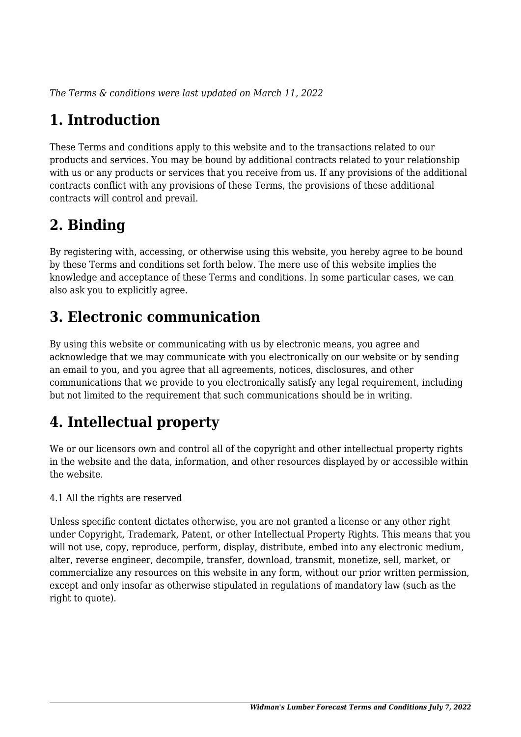*The Terms & conditions were last updated on March 11, 2022*

# 1. Introduction

These Terms and conditions apply to this website and to the transactions related to our products and services. You may be bound by additional contracts related to your relationship with us or any products or services that you receive from us. If any provisions of the additional contracts conflict with any provisions of these Terms, the provisions of these additional contracts will control and prevail.

# 2. Binding

By registering with, accessing, or otherwise using this website, you hereby agree to be bound by these Terms and conditions set forth below. The mere use of this website implies the knowledge and acceptance of these Terms and conditions. In some particular cases, we can also ask you to explicitly agree.

# 3. Electronic communication

By using this website or communicating with us by electronic means, you agree and acknowledge that we may communicate with you electronically on our website or by sending an email to you, and you agree that all agreements, notices, disclosures, and other communications that we provide to you electronically satisfy any legal requirement, including but not limited to the requirement that such communications should be in writing.

# 4. Intellectual property

We or our licensors own and control all of the copyright and other intellectual property rights in the website and the data, information, and other resources displayed by or accessible within the website.

4.1 All the rights are reserved

Unless specific content dictates otherwise, you are not granted a license or any other right under Copyright, Trademark, Patent, or other Intellectual Property Rights. This means that you will not use, copy, reproduce, perform, display, distribute, embed into any electronic medium, alter, reverse engineer, decompile, transfer, download, transmit, monetize, sell, market, or commercialize any resources on this website in any form, without our prior written permission, except and only insofar as otherwise stipulated in regulations of mandatory law (such as the right to quote).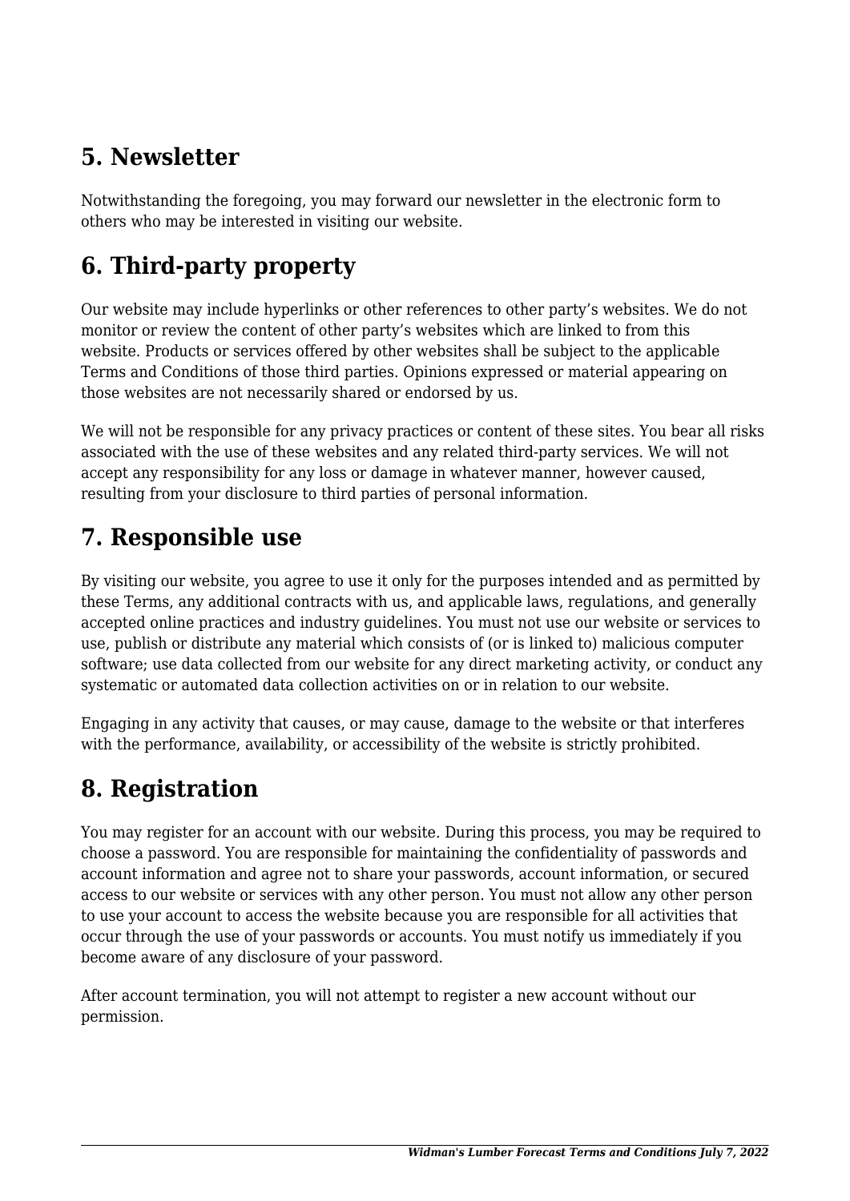## 5. Newsletter

Notwithstanding the foregoing, you may forward our newsletter in the electronic form to others who may be interested in visiting our website.

## 6. Third-party property

Our website may include hyperlinks or other references to other party's websites. We do not monitor or review the content of other party's websites which are linked to from this website. Products or services offered by other websites shall be subject to the applicable Terms and Conditions of those third parties. Opinions expressed or material appearing on those websites are not necessarily shared or endorsed by us.

We will not be responsible for any privacy practices or content of these sites. You bear all risks associated with the use of these websites and any related third-party services. We will not accept any responsibility for any loss or damage in whatever manner, however caused, resulting from your disclosure to third parties of personal information.

## 7. Responsible use

By visiting our website, you agree to use it only for the purposes intended and as permitted by these Terms, any additional contracts with us, and applicable laws, regulations, and generally accepted online practices and industry guidelines. You must not use our website or services to use, publish or distribute any material which consists of (or is linked to) malicious computer software; use data collected from our website for any direct marketing activity, or conduct any systematic or automated data collection activities on or in relation to our website.

Engaging in any activity that causes, or may cause, damage to the website or that interferes with the performance, availability, or accessibility of the website is strictly prohibited.

## 8. Registration

You may register for an account with our website. During this process, you may be required to choose a password. You are responsible for maintaining the confidentiality of passwords and account information and agree not to share your passwords, account information, or secured access to our website or services with any other person. You must not allow any other person to use your account to access the website because you are responsible for all activities that occur through the use of your passwords or accounts. You must notify us immediately if you become aware of any disclosure of your password.

After account termination, you will not attempt to register a new account without our permission.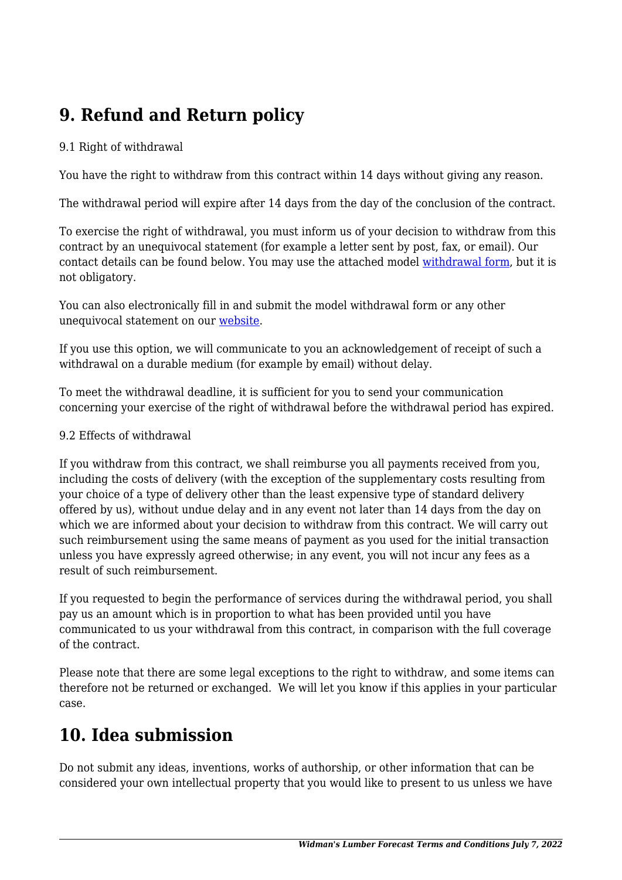## 9. Refund and Return policy

9.1 Right of withdrawal

You have the right to withdraw from this contract within 14 days without giving any reason.

The withdrawal period will expire after 14 days from the day of the conclusion of the contract.

To exercise the right of withdrawal, you must inform us of your decision to withdraw from this contract by an unequivocal statement (for example a letter sent by post, fax, or email). Our contact details can be found below. You may use the attached model withdrawal form, but it is not obligatory.

You can also electronically fill in and submit the model withdrawal form or any other unequivocal statement on our website.

If you use this option, we will communicate to you an acknowledgement of receipt of such a withdrawal on a durable medium (for example by email) without delay.

To meet the withdrawal deadline, it is sufficient for you to send your communication concerning your exercise of the right of withdrawal before the withdrawal period has expired.

9.2 Effects of withdrawal

If you withdraw from this contract, we shall reimburse you all payments received from you, including the costs of delivery (with the exception of the supplementary costs resulting from your choice of a type of delivery other than the least expensive type of standard delivery offered by us), without undue delay and in any event not later than 14 days from the day on which we are informed about your decision to withdraw from this contract. We will carry out such reimbursement using the same means of payment as you used for the initial transaction unless you have expressly agreed otherwise; in any event, you will not incur any fees as a result of such reimbursement.

If you requested to begin the performance of services during the withdrawal period, you shall pay us an amount which is in proportion to what has been provided until you have communicated to us your withdrawal from this contract, in comparison with the full coverage of the contract.

Please note that there are some legal exceptions to the right to withdraw, and some items can therefore not be returned or exchanged. We will let you know if this applies in your particular case.

## 10. Idea submission

Do not submit any ideas, inventions, works of authorship, or other information that can be considered your own intellectual property that you would like to present to us unless we have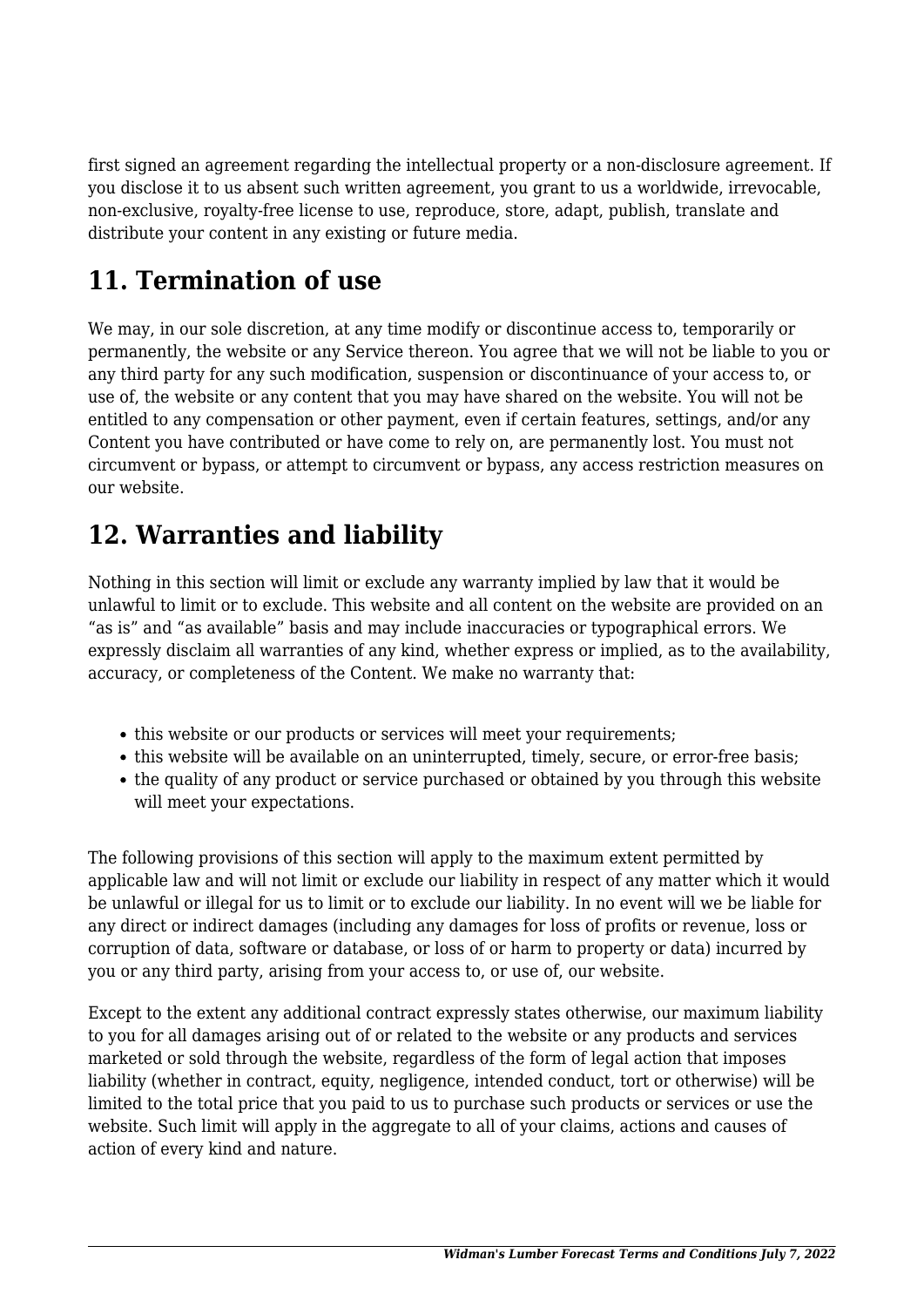first signed an agreement regarding the intellectual property or a non-disclosure agreement. If you disclose it to us absent such written agreement, you grant to us a worldwide, irrevocable, non-exclusive, royalty-free license to use, reproduce, store, adapt, publish, translate and distribute your content in any existing or future media.

## 11. Termination of use

We may, in our sole discretion, at any time modify or discontinue access to, temporarily or permanently, the website or any Service thereon. You agree that we will not be liable to you or any third party for any such modification, suspension or discontinuance of your access to, or use of, the website or any content that you may have shared on the website. You will not be entitled to any compensation or other payment, even if certain features, settings, and/or any Content you have contributed or have come to rely on, are permanently lost. You must not circumvent or bypass, or attempt to circumvent or bypass, any access restriction measures on our website.

## 12. Warranties and liability

Nothing in this section will limit or exclude any warranty implied by law that it would be unlawful to limit or to exclude. This website and all content on the website are provided on an “as is” and “as available” basis and may include inaccuracies or typographical errors. We expressly disclaim all warranties of any kind, whether express or implied, as to the availability, accuracy, or completeness of the Content. We make no warranty that:

- this website or our products or services will meet your requirements;
- this website will be available on an uninterrupted, timely, secure, or error-free basis;
- the quality of any product or service purchased or obtained by you through this website will meet your expectations.

The following provisions of this section will apply to the maximum extent permitted by applicable law and will not limit or exclude our liability in respect of any matter which it would be unlawful or illegal for us to limit or to exclude our liability. In no event will we be liable for any direct or indirect damages (including any damages for loss of profits or revenue, loss or corruption of data, software or database, or loss of or harm to property or data) incurred by you or any third party, arising from your access to, or use of, our website.

Except to the extent any additional contract expressly states otherwise, our maximum liability to you for all damages arising out of or related to the website or any products and services marketed or sold through the website, regardless of the form of legal action that imposes liability (whether in contract, equity, negligence, intended conduct, tort or otherwise) will be limited to the total price that you paid to us to purchase such products or services or use the website. Such limit will apply in the aggregate to all of your claims, actions and causes of action of every kind and nature.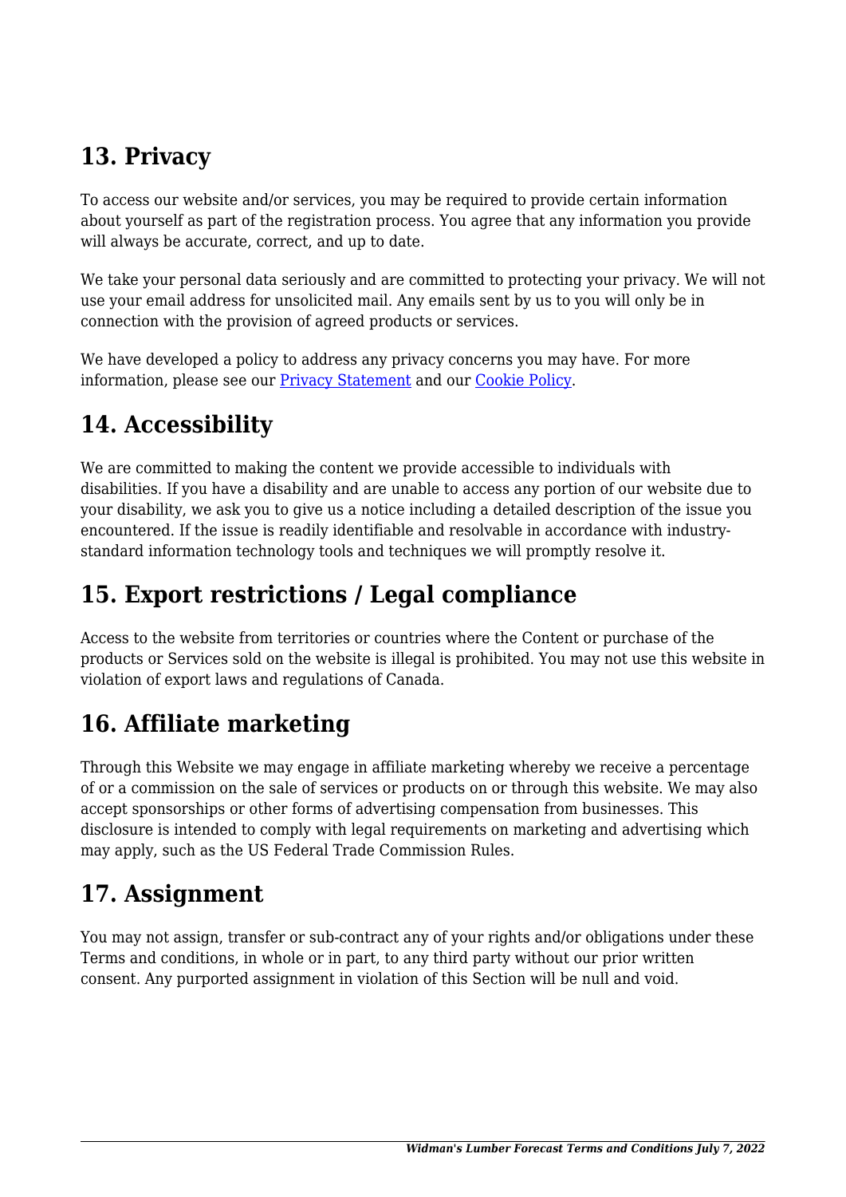## 13. Privacy

To access our website and/or services, you may be required to provide certain information about yourself as part of the registration process. You agree that any information you provide will always be accurate, correct, and up to date.

We take your personal data seriously and are committed to protecting your privacy. We will not use your email address for unsolicited mail. Any emails sent by us to you will only be in connection with the provision of agreed products or services.

We have developed a policy to address any privacy concerns you may have. For more information, please see our [Privacy Statement] and our [Cookie Policy].

## 14. Accessibility

We are committed to making the content we provide accessible to individuals with disabilities. If you have a disability and are unable to access any portion of our website due to your disability, we ask you to give us a notice including a detailed description of the issue you encountered. If the issue is readily identifiable and resolvable in accordance with industry-standard information technology tools and techniques we will promptly resolve it.

## 15. Export restrictions / Legal compliance

Access to the website from territories or countries where the Content or purchase of the products or Services sold on the website is illegal is prohibited. You may not use this website in violation of export laws and regulations of Canada.

## 16. Affiliate marketing

Through this Website we may engage in affiliate marketing whereby we receive a percentage of or a commission on the sale of services or products on or through this website. We may also accept sponsorships or other forms of advertising compensation from businesses. This disclosure is intended to comply with legal requirements on marketing and advertising which may apply, such as the US Federal Trade Commission Rules.

## 17. Assignment

You may not assign, transfer or sub-contract any of your rights and/or obligations under these Terms and conditions, in whole or in part, to any third party without our prior written consent. Any purported assignment in violation of this Section will be null and void.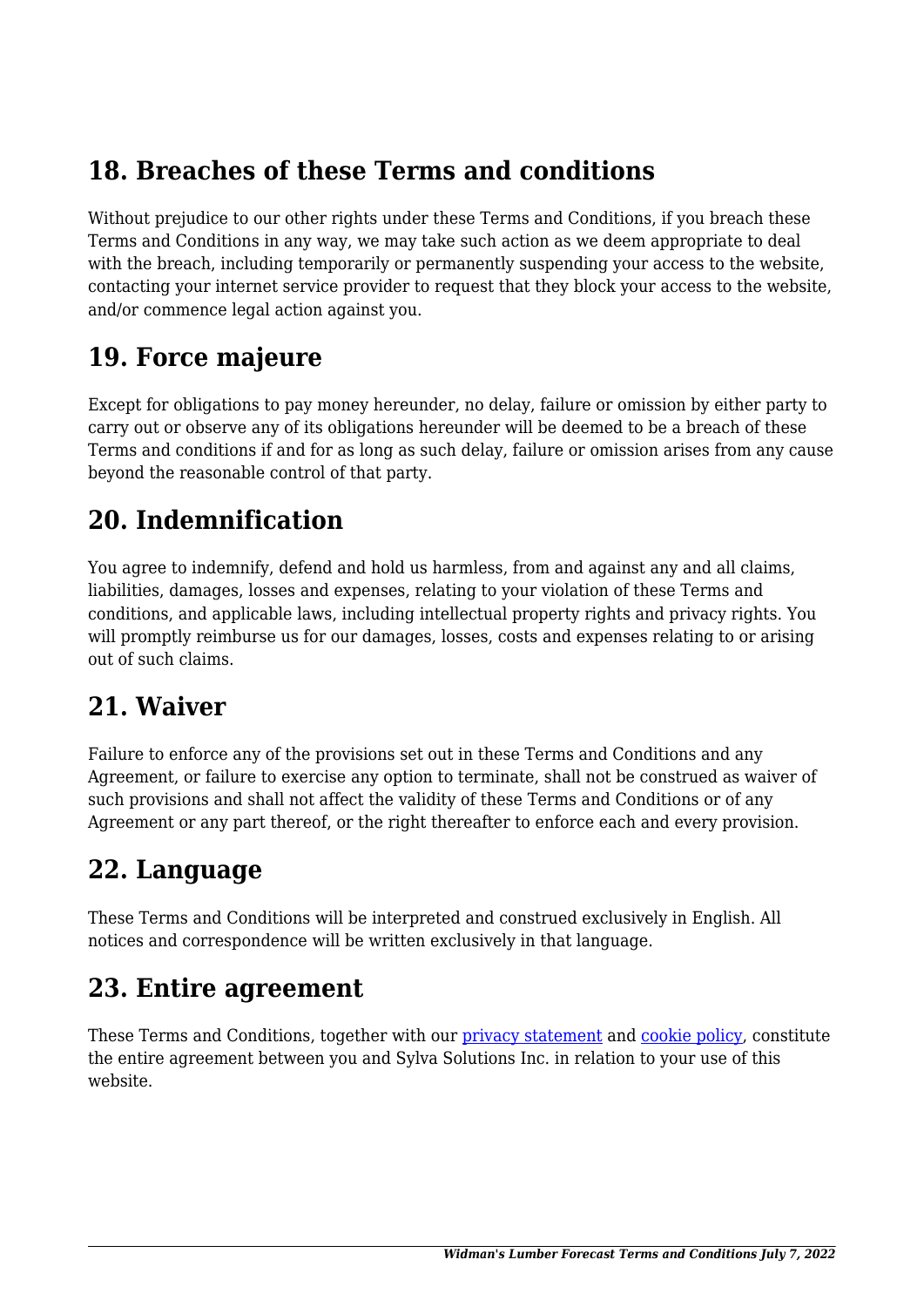## 18. Breaches of these Terms and conditions

Without prejudice to our other rights under these Terms and Conditions, if you breach these Terms and Conditions in any way, we may take such action as we deem appropriate to deal with the breach, including temporarily or permanently suspending your access to the website, contacting your internet service provider to request that they block your access to the website, and/or commence legal action against you.

## 19. Force majeure

Except for obligations to pay money hereunder, no delay, failure or omission by either party to carry out or observe any of its obligations hereunder will be deemed to be a breach of these Terms and conditions if and for as long as such delay, failure or omission arises from any cause beyond the reasonable control of that party.

## 20. Indemnification

You agree to indemnify, defend and hold us harmless, from and against any and all claims, liabilities, damages, losses and expenses, relating to your violation of these Terms and conditions, and applicable laws, including intellectual property rights and privacy rights. You will promptly reimburse us for our damages, losses, costs and expenses relating to or arising out of such claims.

## 21. Waiver

Failure to enforce any of the provisions set out in these Terms and Conditions and any Agreement, or failure to exercise any option to terminate, shall not be construed as waiver of such provisions and shall not affect the validity of these Terms and Conditions or of any Agreement or any part thereof, or the right thereafter to enforce each and every provision.

## 22. Language

These Terms and Conditions will be interpreted and construed exclusively in English. All notices and correspondence will be written exclusively in that language.

## 23. Entire agreement

These Terms and Conditions, together with our privacy statement and cookie policy, constitute the entire agreement between you and Sylva Solutions Inc. in relation to your use of this website.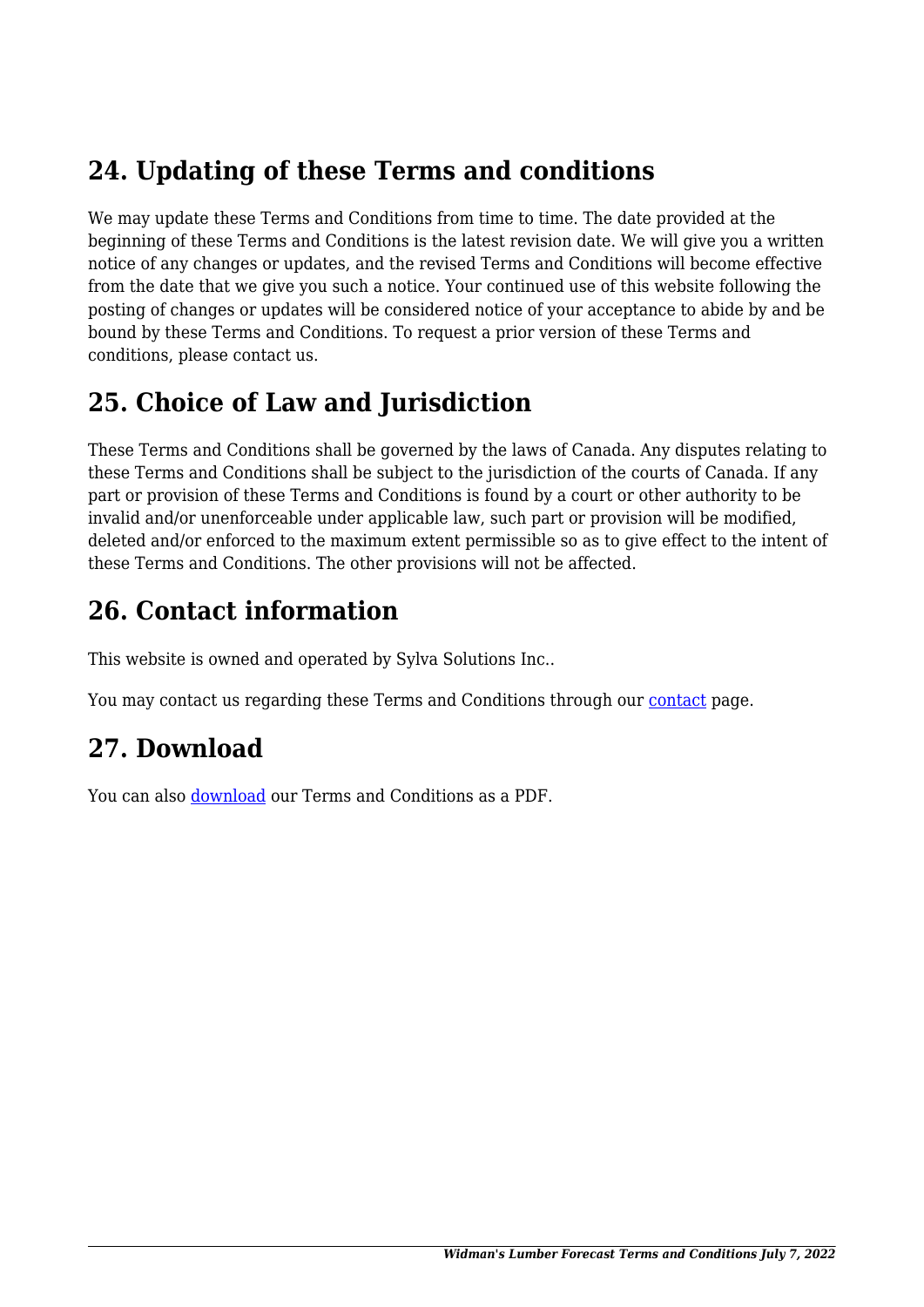## 24. Updating of these Terms and conditions

We may update these Terms and Conditions from time to time. The date provided at the beginning of these Terms and Conditions is the latest revision date. We will give you a written notice of any changes or updates, and the revised Terms and Conditions will become effective from the date that we give you such a notice. Your continued use of this website following the posting of changes or updates will be considered notice of your acceptance to abide by and be bound by these Terms and Conditions. To request a prior version of these Terms and conditions, please contact us.

## 25. Choice of Law and Jurisdiction

These Terms and Conditions shall be governed by the laws of Canada. Any disputes relating to these Terms and Conditions shall be subject to the jurisdiction of the courts of Canada. If any part or provision of these Terms and Conditions is found by a court or other authority to be invalid and/or unenforceable under applicable law, such part or provision will be modified, deleted and/or enforced to the maximum extent permissible so as to give effect to the intent of these Terms and Conditions. The other provisions will not be affected.

## 26. Contact information

This website is owned and operated by Sylva Solutions Inc..

You may contact us regarding these Terms and Conditions through our contact page.

## 27. Download

You can also download our Terms and Conditions as a PDF.